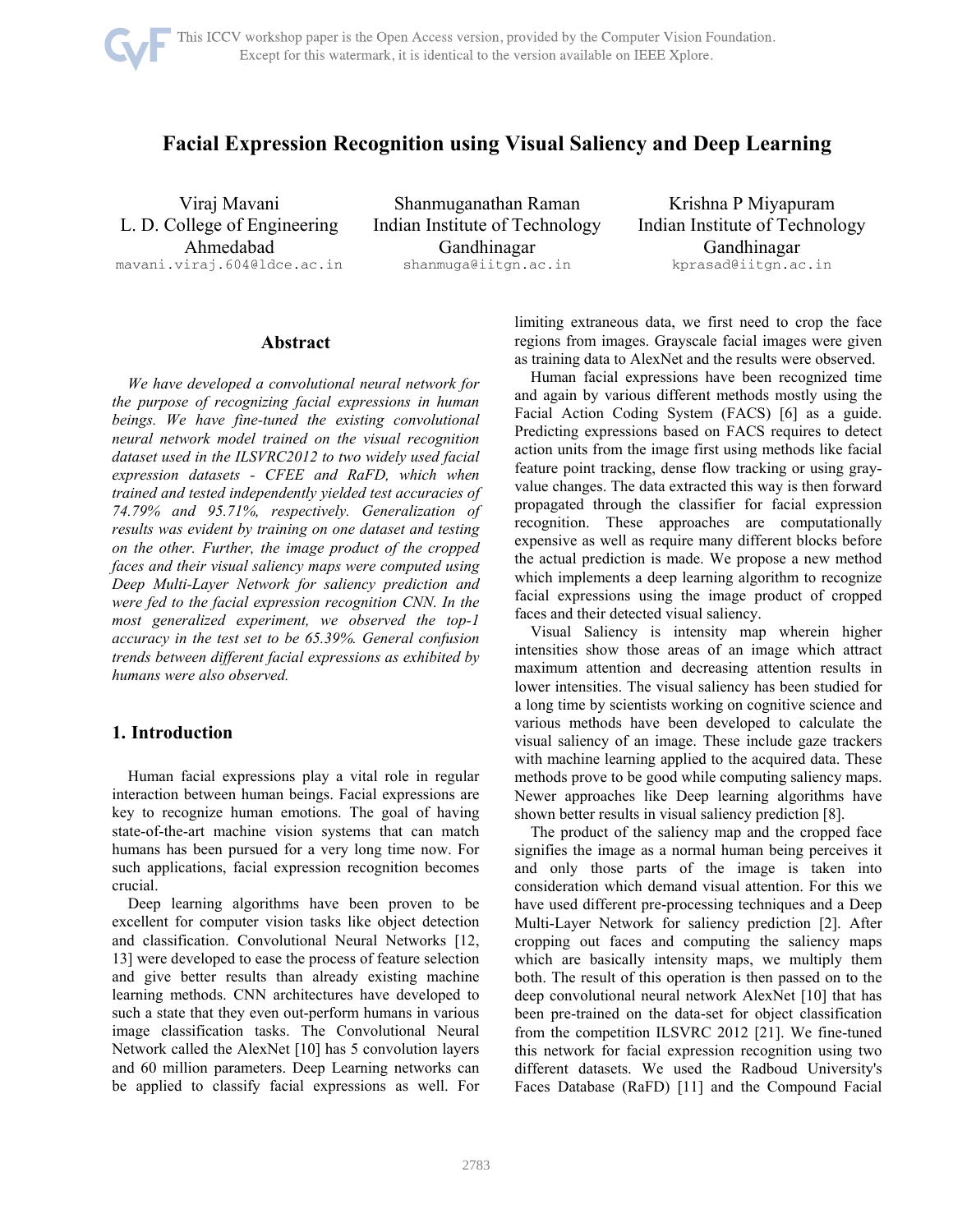# Facial Expression Recognition using Visual Saliency and Deep Learning

Viraj Mavani
L. D. College of Engineering
Ahmedabad
mavani.viraj.604@ldce.ac.in

Shanmuganathan Raman
Indian Institute of Technology
Gandhinagar
shanmuga@iitgn.ac.in

Krishna P Miyapuram
Indian Institute of Technology
Gandhinagar
kprasad@iitgn.ac.in

## Abstract

*We have developed a convolutional neural network for the purpose of recognizing facial expressions in human beings. We have fine-tuned the existing convolutional neural network model trained on the visual recognition dataset used in the ILSVRC2012 to two widely used facial expression datasets - CFEE and RaFD, which when trained and tested independently yielded test accuracies of 74.79% and 95.71%, respectively. Generalization of results was evident by training on one dataset and testing on the other. Further, the image product of the cropped faces and their visual saliency maps were computed using Deep Multi-Layer Network for saliency prediction and were fed to the facial expression recognition CNN. In the most generalized experiment, we observed the top-1 accuracy in the test set to be 65.39%. General confusion trends between different facial expressions as exhibited by humans were also observed.*

## 1. Introduction

Human facial expressions play a vital role in regular interaction between human beings. Facial expressions are key to recognize human emotions. The goal of having state-of-the-art machine vision systems that can match humans has been pursued for a very long time now. For such applications, facial expression recognition becomes crucial.

Deep learning algorithms have been proven to be excellent for computer vision tasks like object detection and classification. Convolutional Neural Networks [12, 13] were developed to ease the process of feature selection and give better results than already existing machine learning methods. CNN architectures have developed to such a state that they even out-perform humans in various image classification tasks. The Convolutional Neural Network called the AlexNet [10] has 5 convolution layers and 60 million parameters. Deep Learning networks can be applied to classify facial expressions as well. For limiting extraneous data, we first need to crop the face regions from images. Grayscale facial images were given as training data to AlexNet and the results were observed.

Human facial expressions have been recognized time and again by various different methods mostly using the Facial Action Coding System (FACS) [6] as a guide. Predicting expressions based on FACS requires to detect action units from the image first using methods like facial feature point tracking, dense flow tracking or using gray-value changes. The data extracted this way is then forward propagated through the classifier for facial expression recognition. These approaches are computationally expensive as well as require many different blocks before the actual prediction is made. We propose a new method which implements a deep learning algorithm to recognize facial expressions using the image product of cropped faces and their detected visual saliency.

Visual Saliency is intensity map wherein higher intensities show those areas of an image which attract maximum attention and decreasing attention results in lower intensities. The visual saliency has been studied for a long time by scientists working on cognitive science and various methods have been developed to calculate the visual saliency of an image. These include gaze trackers with machine learning applied to the acquired data. These methods prove to be good while computing saliency maps. Newer approaches like Deep learning algorithms have shown better results in visual saliency prediction [8].

The product of the saliency map and the cropped face signifies the image as a normal human being perceives it and only those parts of the image is taken into consideration which demand visual attention. For this we have used different pre-processing techniques and a Deep Multi-Layer Network for saliency prediction [2]. After cropping out faces and computing the saliency maps which are basically intensity maps, we multiply them both. The result of this operation is then passed on to the deep convolutional neural network AlexNet [10] that has been pre-trained on the data-set for object classification from the competition ILSVRC 2012 [21]. We fine-tuned this network for facial expression recognition using two different datasets. We used the Radboud University's Faces Database (RaFD) [11] and the Compound Facial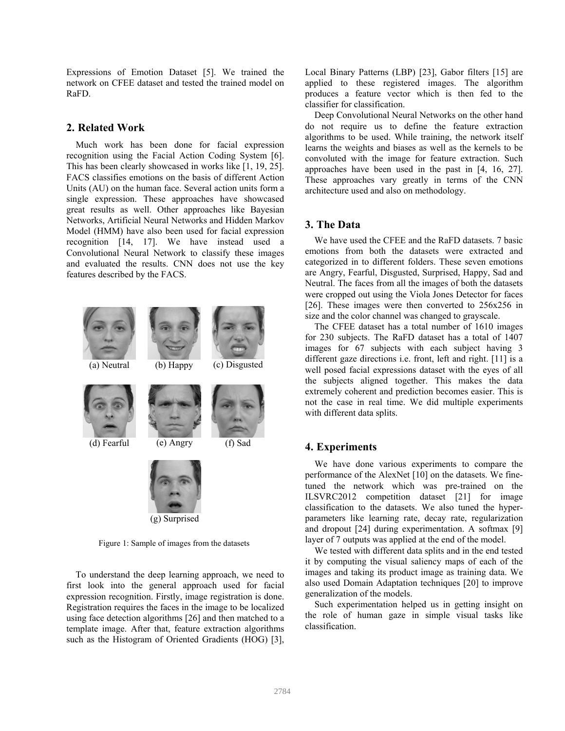Expressions of Emotion Dataset [5]. We trained the network on CFEE dataset and tested the trained model on RaFD.

## 2. Related Work

Much work has been done for facial expression recognition using the Facial Action Coding System [6]. This has been clearly showcased in works like [1, 19, 25]. FACS classifies emotions on the basis of different Action Units (AU) on the human face. Several action units form a single expression. These approaches have showcased great results as well. Other approaches like Bayesian Networks, Artificial Neural Networks and Hidden Markov Model (HMM) have also been used for facial expression recognition [14, 17]. We have instead used a Convolutional Neural Network to classify these images and evaluated the results. CNN does not use the key features described by the FACS.

(a) Neutral (b) Happy (c) Disgusted

(d) Fearful (e) Angry (f) Sad

(g) Surprised

Figure 1: Sample of images from the datasets

To understand the deep learning approach, we need to first look into the general approach used for facial expression recognition. Firstly, image registration is done. Registration requires the faces in the image to be localized using face detection algorithms [26] and then matched to a template image. After that, feature extraction algorithms such as the Histogram of Oriented Gradients (HOG) [3], Local Binary Patterns (LBP) [23], Gabor filters [15] are applied to these registered images. The algorithm produces a feature vector which is then fed to the classifier for classification.

Deep Convolutional Neural Networks on the other hand do not require us to define the feature extraction algorithms to be used. While training, the network itself learns the weights and biases as well as the kernels to be convoluted with the image for feature extraction. Such approaches have been used in the past in [4, 16, 27]. These approaches vary greatly in terms of the CNN architecture used and also on methodology.

## 3. The Data

We have used the CFEE and the RaFD datasets. 7 basic emotions from both the datasets were extracted and categorized in to different folders. These seven emotions are Angry, Fearful, Disgusted, Surprised, Happy, Sad and Neutral. The faces from all the images of both the datasets were cropped out using the Viola Jones Detector for faces [26]. These images were then converted to 256x256 in size and the color channel was changed to grayscale.

The CFEE dataset has a total number of 1610 images for 230 subjects. The RaFD dataset has a total of 1407 images for 67 subjects with each subject having 3 different gaze directions i.e. front, left and right. [11] is a well posed facial expressions dataset with the eyes of all the subjects aligned together. This makes the data extremely coherent and prediction becomes easier. This is not the case in real time. We did multiple experiments with different data splits.

## 4. Experiments

We have done various experiments to compare the performance of the AlexNet [10] on the datasets. We fine-tuned the network which was pre-trained on the ILSVRC2012 competition dataset [21] for image classification to the datasets. We also tuned the hyper-parameters like learning rate, decay rate, regularization and dropout [24] during experimentation. A softmax [9] layer of 7 outputs was applied at the end of the model.

We tested with different data splits and in the end tested it by computing the visual saliency maps of each of the images and taking its product image as training data. We also used Domain Adaptation techniques [20] to improve generalization of the models.

Such experimentation helped us in getting insight on the role of human gaze in simple visual tasks like classification.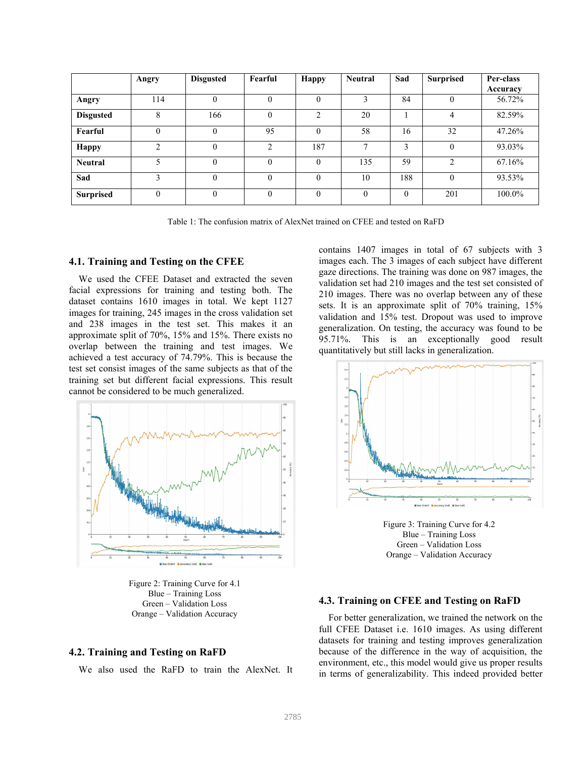|  | Angry | Disgusted | Fearful | Happy | Neutral | Sad | Surprised | Per-class Accuracy |
|---|---|---|---|---|---|---|---|---|
| **Angry** | 114 | 0 | 0 | 0 | 3 | 84 | 0 | 56.72% |
| **Disgusted** | 8 | 166 | 0 | 2 | 20 | 1 | 4 | 82.59% |
| **Fearful** | 0 | 0 | 95 | 0 | 58 | 16 | 32 | 47.26% |
| **Happy** | 2 | 0 | 2 | 187 | 7 | 3 | 0 | 93.03% |
| **Neutral** | 5 | 0 | 0 | 0 | 135 | 59 | 2 | 67.16% |
| **Sad** | 3 | 0 | 0 | 0 | 10 | 188 | 0 | 93.53% |
| **Surprised** | 0 | 0 | 0 | 0 | 0 | 0 | 201 | 100.0% |

Table 1: The confusion matrix of AlexNet trained on CFEE and tested on RaFD

## 4.1. Training and Testing on the CFEE

We used the CFEE Dataset and extracted the seven facial expressions for training and testing both. The dataset contains 1610 images in total. We kept 1127 images for training, 245 images in the cross validation set and 238 images in the test set. This makes it an approximate split of 70%, 15% and 15%. There exists no overlap between the training and test images. We achieved a test accuracy of 74.79%. This is because the test set consist images of the same subjects as that of the training set but different facial expressions. This result cannot be considered to be much generalized.

Figure 2: Training Curve for 4.1
Blue – Training Loss
Green – Validation Loss
Orange – Validation Accuracy

## 4.2. Training and Testing on RaFD

We also used the RaFD to train the AlexNet. It contains 1407 images in total of 67 subjects with 3 images each. The 3 images of each subject have different gaze directions. The training was done on 987 images, the validation set had 210 images and the test set consisted of 210 images. There was no overlap between any of these sets. It is an approximate split of 70% training, 15% validation and 15% test. Dropout was used to improve generalization. On testing, the accuracy was found to be 95.71%. This is an exceptionally good result quantitatively but still lacks in generalization.

Figure 3: Training Curve for 4.2
Blue – Training Loss
Green – Validation Loss
Orange – Validation Accuracy

## 4.3. Training on CFEE and Testing on RaFD

For better generalization, we trained the network on the full CFEE Dataset i.e. 1610 images. As using different datasets for training and testing improves generalization because of the difference in the way of acquisition, the environment, etc., this model would give us proper results in terms of generalizability. This indeed provided better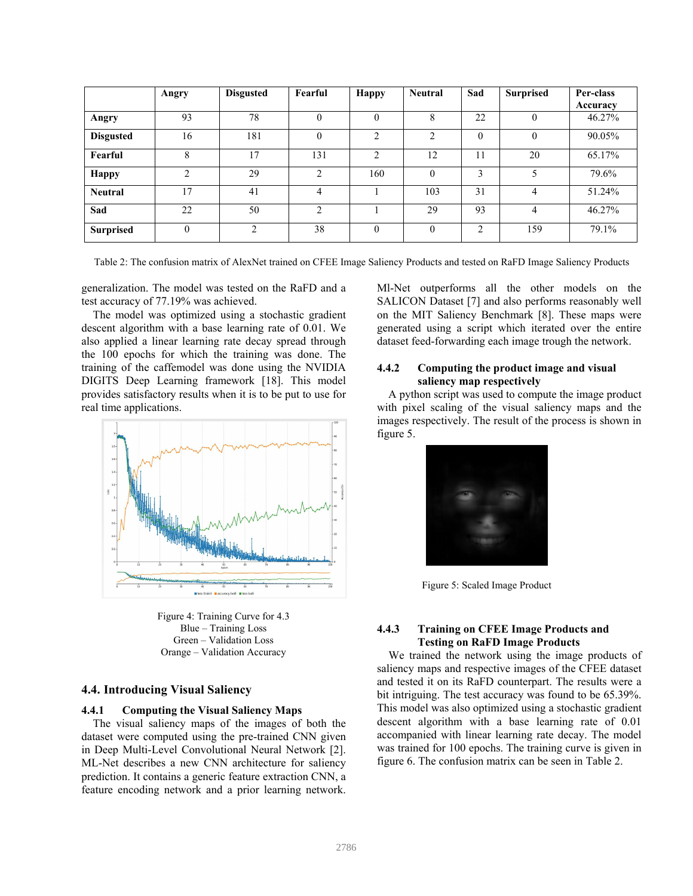|  | Angry | Disgusted | Fearful | Happy | Neutral | Sad | Surprised | Per-class Accuracy |
|---|---|---|---|---|---|---|---|---|
| **Angry** | 93 | 78 | 0 | 0 | 8 | 22 | 0 | 46.27% |
| **Disgusted** | 16 | 181 | 0 | 2 | 2 | 0 | 0 | 90.05% |
| **Fearful** | 8 | 17 | 131 | 2 | 12 | 11 | 20 | 65.17% |
| **Happy** | 2 | 29 | 2 | 160 | 0 | 3 | 5 | 79.6% |
| **Neutral** | 17 | 41 | 4 | 1 | 103 | 31 | 4 | 51.24% |
| **Sad** | 22 | 50 | 2 | 1 | 29 | 93 | 4 | 46.27% |
| **Surprised** | 0 | 2 | 38 | 0 | 0 | 2 | 159 | 79.1% |

Table 2: The confusion matrix of AlexNet trained on CFEE Image Saliency Products and tested on RaFD Image Saliency Products

generalization. The model was tested on the RaFD and a test accuracy of 77.19% was achieved.

The model was optimized using a stochastic gradient descent algorithm with a base learning rate of 0.01. We also applied a linear learning rate decay spread through the 100 epochs for which the training was done. The training of the caffemodel was done using the NVIDIA DIGITS Deep Learning framework [18]. This model provides satisfactory results when it is to be put to use for real time applications.

Figure 4: Training Curve for 4.3
Blue – Training Loss
Green – Validation Loss
Orange – Validation Accuracy

## 4.4. Introducing Visual Saliency

### 4.4.1 Computing the Visual Saliency Maps

The visual saliency maps of the images of both the dataset were computed using the pre-trained CNN given in Deep Multi-Level Convolutional Neural Network [2]. ML-Net describes a new CNN architecture for saliency prediction. It contains a generic feature extraction CNN, a feature encoding network and a prior learning network. Ml-Net outperforms all the other models on the SALICON Dataset [7] and also performs reasonably well on the MIT Saliency Benchmark [8]. These maps were generated using a script which iterated over the entire dataset feed-forwarding each image trough the network.

### 4.4.2 Computing the product image and visual saliency map respectively

A python script was used to compute the image product with pixel scaling of the visual saliency maps and the images respectively. The result of the process is shown in figure 5.

Figure 5: Scaled Image Product

### 4.4.3 Training on CFEE Image Products and Testing on RaFD Image Products

We trained the network using the image products of saliency maps and respective images of the CFEE dataset and tested it on its RaFD counterpart. The results were a bit intriguing. The test accuracy was found to be 65.39%. This model was also optimized using a stochastic gradient descent algorithm with a base learning rate of 0.01 accompanied with linear learning rate decay. The model was trained for 100 epochs. The training curve is given in figure 6. The confusion matrix can be seen in Table 2.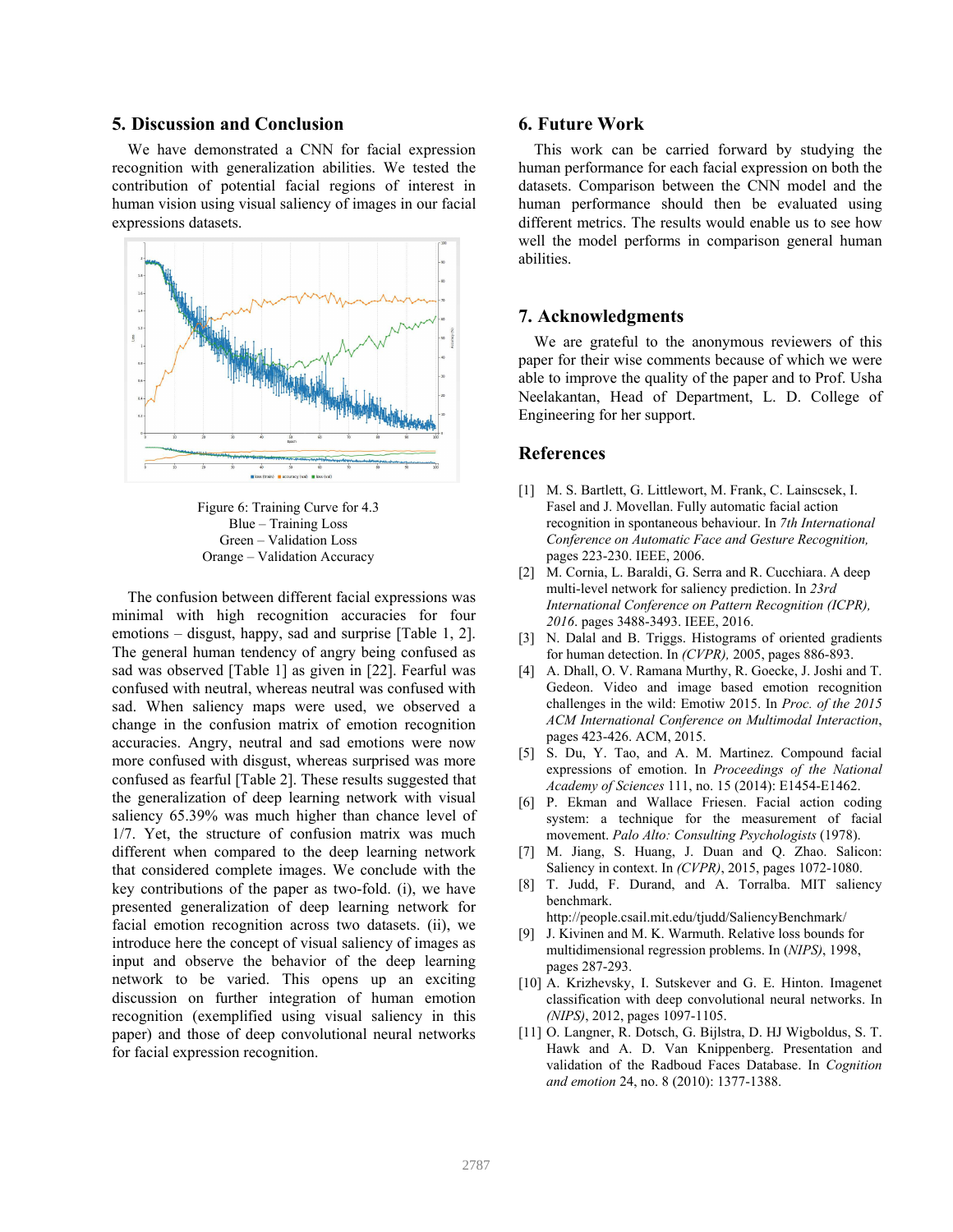## 5. Discussion and Conclusion

We have demonstrated a CNN for facial expression recognition with generalization abilities. We tested the contribution of potential facial regions of interest in human vision using visual saliency of images in our facial expressions datasets.

Figure 6: Training Curve for 4.3
Blue – Training Loss
Green – Validation Loss
Orange – Validation Accuracy

The confusion between different facial expressions was minimal with high recognition accuracies for four emotions – disgust, happy, sad and surprise [Table 1, 2]. The general human tendency of angry being confused as sad was observed [Table 1] as given in [22]. Fearful was confused with neutral, whereas neutral was confused with sad. When saliency maps were used, we observed a change in the confusion matrix of emotion recognition accuracies. Angry, neutral and sad emotions were now more confused with disgust, whereas surprised was more confused as fearful [Table 2]. These results suggested that the generalization of deep learning network with visual saliency 65.39% was much higher than chance level of 1/7. Yet, the structure of confusion matrix was much different when compared to the deep learning network that considered complete images. We conclude with the key contributions of the paper as two-fold. (i), we have presented generalization of deep learning network for facial emotion recognition across two datasets. (ii), we introduce here the concept of visual saliency of images as input and observe the behavior of the deep learning network to be varied. This opens up an exciting discussion on further integration of human emotion recognition (exemplified using visual saliency in this paper) and those of deep convolutional neural networks for facial expression recognition.

## 6. Future Work

This work can be carried forward by studying the human performance for each facial expression on both the datasets. Comparison between the CNN model and the human performance should then be evaluated using different metrics. The results would enable us to see how well the model performs in comparison general human abilities.

## 7. Acknowledgments

We are grateful to the anonymous reviewers of this paper for their wise comments because of which we were able to improve the quality of the paper and to Prof. Usha Neelakantan, Head of Department, L. D. College of Engineering for her support.

## References

[1] M. S. Bartlett, G. Littlewort, M. Frank, C. Lainscsek, I. Fasel and J. Movellan. Fully automatic facial action recognition in spontaneous behaviour. In *7th International Conference on Automatic Face and Gesture Recognition*, pages 223-230. IEEE, 2006.

[2] M. Cornia, L. Baraldi, G. Serra and R. Cucchiara. A deep multi-level network for saliency prediction. In *23rd International Conference on Pattern Recognition (ICPR), 2016*. pages 3488-3493. IEEE, 2016.

[3] N. Dalal and B. Triggs. Histograms of oriented gradients for human detection. In *(CVPR),* 2005, pages 886-893.

[4] A. Dhall, O. V. Ramana Murthy, R. Goecke, J. Joshi and T. Gedeon. Video and image based emotion recognition challenges in the wild: Emotiw 2015. In *Proc. of the 2015 ACM International Conference on Multimodal Interaction*, pages 423-426. ACM, 2015.

[5] S. Du, Y. Tao, and A. M. Martinez. Compound facial expressions of emotion. In *Proceedings of the National Academy of Sciences* 111, no. 15 (2014): E1454-E1462.

[6] P. Ekman and Wallace Friesen. Facial action coding system: a technique for the measurement of facial movement. *Palo Alto: Consulting Psychologists* (1978).

[7] M. Jiang, S. Huang, J. Duan and Q. Zhao. Salicon: Saliency in context. In *(CVPR)*, 2015, pages 1072-1080.

[8] T. Judd, F. Durand, and A. Torralba. MIT saliency benchmark. http://people.csail.mit.edu/tjudd/SaliencyBenchmark/

[9] J. Kivinen and M. K. Warmuth. Relative loss bounds for multidimensional regression problems. In (*NIPS)*, 1998, pages 287-293.

[10] A. Krizhevsky, I. Sutskever and G. E. Hinton. Imagenet classification with deep convolutional neural networks. In *(NIPS)*, 2012, pages 1097-1105.

[11] O. Langner, R. Dotsch, G. Bijlstra, D. HJ Wigboldus, S. T. Hawk and A. D. Van Knippenberg. Presentation and validation of the Radboud Faces Database. In *Cognition and emotion* 24, no. 8 (2010): 1377-1388.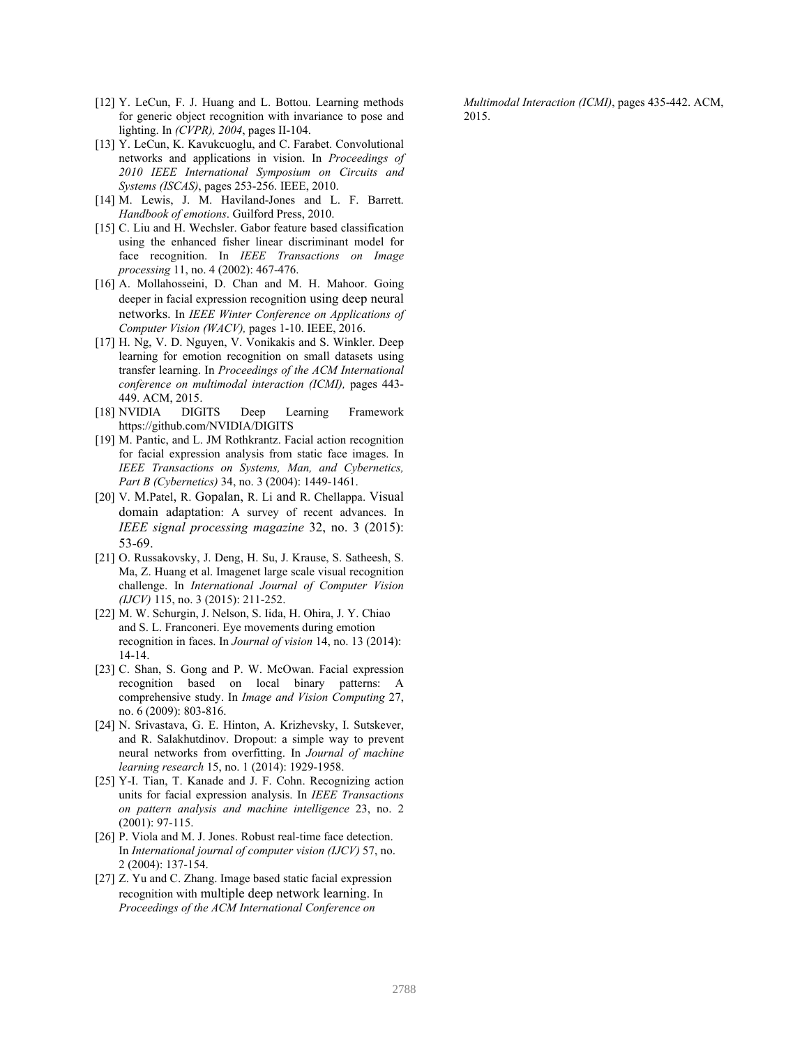[12] Y. LeCun, F. J. Huang and L. Bottou. Learning methods for generic object recognition with invariance to pose and lighting. In *(CVPR), 2004*, pages II-104.

[13] Y. LeCun, K. Kavukcuoglu, and C. Farabet. Convolutional networks and applications in vision. In *Proceedings of 2010 IEEE International Symposium on Circuits and Systems (ISCAS)*, pages 253-256. IEEE, 2010.

[14] M. Lewis, J. M. Haviland-Jones and L. F. Barrett. *Handbook of emotions*. Guilford Press, 2010.

[15] C. Liu and H. Wechsler. Gabor feature based classification using the enhanced fisher linear discriminant model for face recognition. In *IEEE Transactions on Image processing* 11, no. 4 (2002): 467-476.

[16] A. Mollahosseini, D. Chan and M. H. Mahoor. Going deeper in facial expression recognition using deep neural networks. In *IEEE Winter Conference on Applications of Computer Vision (WACV),* pages 1-10. IEEE, 2016.

[17] H. Ng, V. D. Nguyen, V. Vonikakis and S. Winkler. Deep learning for emotion recognition on small datasets using transfer learning. In *Proceedings of the ACM International conference on multimodal interaction (ICMI),* pages 443-449. ACM, 2015.

[18] NVIDIA DIGITS Deep Learning Framework https://github.com/NVIDIA/DIGITS

[19] M. Pantic, and L. JM Rothkrantz. Facial action recognition for facial expression analysis from static face images. In *IEEE Transactions on Systems, Man, and Cybernetics, Part B (Cybernetics)* 34, no. 3 (2004): 1449-1461.

[20] V. M.Patel, R. Gopalan, R. Li and R. Chellappa. Visual domain adaptation: A survey of recent advances. In *IEEE signal processing magazine* 32, no. 3 (2015): 53-69.

[21] O. Russakovsky, J. Deng, H. Su, J. Krause, S. Satheesh, S. Ma, Z. Huang et al. Imagenet large scale visual recognition challenge. In *International Journal of Computer Vision (IJCV)* 115, no. 3 (2015): 211-252.

[22] M. W. Schurgin, J. Nelson, S. Iida, H. Ohira, J. Y. Chiao and S. L. Franconeri. Eye movements during emotion recognition in faces. In *Journal of vision* 14, no. 13 (2014): 14-14.

[23] C. Shan, S. Gong and P. W. McOwan. Facial expression recognition based on local binary patterns: A comprehensive study. In *Image and Vision Computing* 27, no. 6 (2009): 803-816.

[24] N. Srivastava, G. E. Hinton, A. Krizhevsky, I. Sutskever, and R. Salakhutdinov. Dropout: a simple way to prevent neural networks from overfitting. In *Journal of machine learning research* 15, no. 1 (2014): 1929-1958.

[25] Y-I. Tian, T. Kanade and J. F. Cohn. Recognizing action units for facial expression analysis. In *IEEE Transactions on pattern analysis and machine intelligence* 23, no. 2 (2001): 97-115.

[26] P. Viola and M. J. Jones. Robust real-time face detection. In *International journal of computer vision (IJCV)* 57, no. 2 (2004): 137-154.

[27] Z. Yu and C. Zhang. Image based static facial expression recognition with multiple deep network learning. In *Proceedings of the ACM International Conference on Multimodal Interaction (ICMI)*, pages 435-442. ACM, 2015.